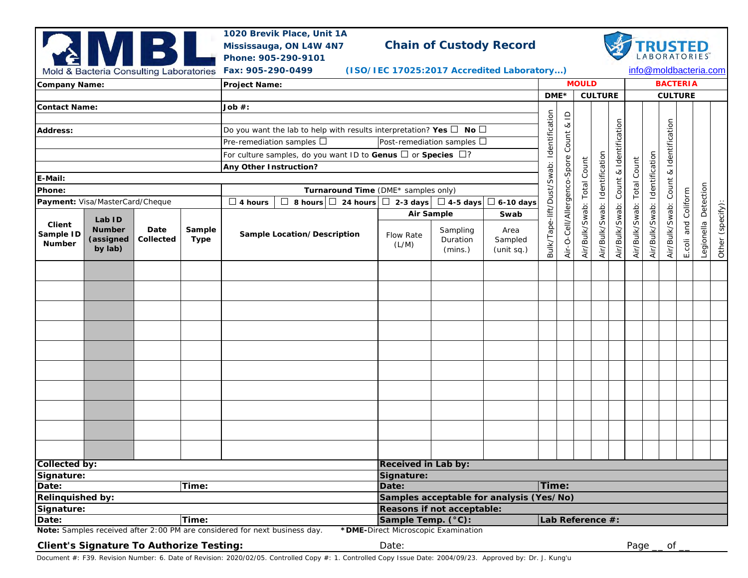# Chain of Custody Record

Mold & Bacteria Consulting Laboratories

**1020 Brevik Place, Unit 1A**
**Mississauga, ON L4W 4N7**
**Phone: 905-290-9101**
**Fax: 905-290-0499**

**(ISO/IEC 17025:2017 Accredited Laboratory...)**

TRUSTED LABORATORIES

info@moldbacteria.com

| | |
|---|---|
| **Company Name:** | **Project Name:** |
| **Contact Name:** | **Job #:** |
| **Address:** | Do you want the lab to help with results interpretation? **Yes** ☐ **No** ☐ |
| | Pre-remediation samples ☐ Post-remediation samples ☐ |
| | For culture samples, do you want ID to **Genus** ☐ or **Species** ☐? |
| | **Any Other Instruction?** |
| **E-Mail:** | |
| **Phone:** | **Turnaround Time** (DME* samples only) |
| **Payment:** Visa/MasterCard/Cheque | ☐ **4 hours** ☐ **8 hours** ☐ **24 hours** ☐ **2-3 days** ☐ **4-5 days** ☐ **6-10 days** |

| Client Sample ID Number | Lab ID Number (assigned by lab) | Date Collected | Sample Type | Sample Location/Description | Air Sample: Flow Rate (L/M) | Air Sample: Sampling Duration (mins.) | Swab: Area Sampled (unit sq.) | MOULD – DME*: Bulk/Tape-lift/Dust/Swab: Identification | MOULD – DME*: Air-O-Cell/Allergenco-Spore Count & ID | MOULD – CULTURE: Air/Bulk/Swab: Total Count | MOULD – CULTURE: Air/Bulk/Swab: Identification | MOULD – CULTURE: Air/Bulk/Swab: Count & Identification | BACTERIA – CULTURE: Air/Bulk/Swab: Total Count | BACTERIA – CULTURE: Air/Bulk/Swab: Identification | BACTERIA – CULTURE: Air/Bulk/Swab: Count & Identification | E.coli and Coliform | Legionella Detection | Other (specify): |
|---|---|---|---|---|---|---|---|---|---|---|---|---|---|---|---|---|---|---|
| | | | | | | | | | | | | | | | | | | |
| | | | | | | | | | | | | | | | | | | |
| | | | | | | | | | | | | | | | | | | |
| | | | | | | | | | | | | | | | | | | |
| | | | | | | | | | | | | | | | | | | |
| | | | | | | | | | | | | | | | | | | |
| | | | | | | | | | | | | | | | | | | |
| | | | | | | | | | | | | | | | | | | |
| | | | | | | | | | | | | | | | | | | |
| | | | | | | | | | | | | | | | | | | |

| | |
|---|---|
| **Collected by:** | **Received in Lab by:** |
| **Signature:** | **Signature:** |
| **Date:** **Time:** | **Date:** **Time:** |
| **Relinquished by:** | **Samples acceptable for analysis (Yes/No)** |
| **Signature:** | **Reasons if not acceptable:** |
| **Date:** **Time:** | **Sample Temp. (°C):** **Lab Reference #:** |

**Note:** Samples received after 2:00 PM are considered for next business day. ***DME-**Direct Microscopic Examination

**Client's Signature To Authorize Testing:** Date: Page __ of __

Document #: F39. Revision Number: 6. Date of Revision: 2020/02/05. Controlled Copy #: 1. Controlled Copy Issue Date: 2004/09/23. Approved by: Dr. J. Kung'u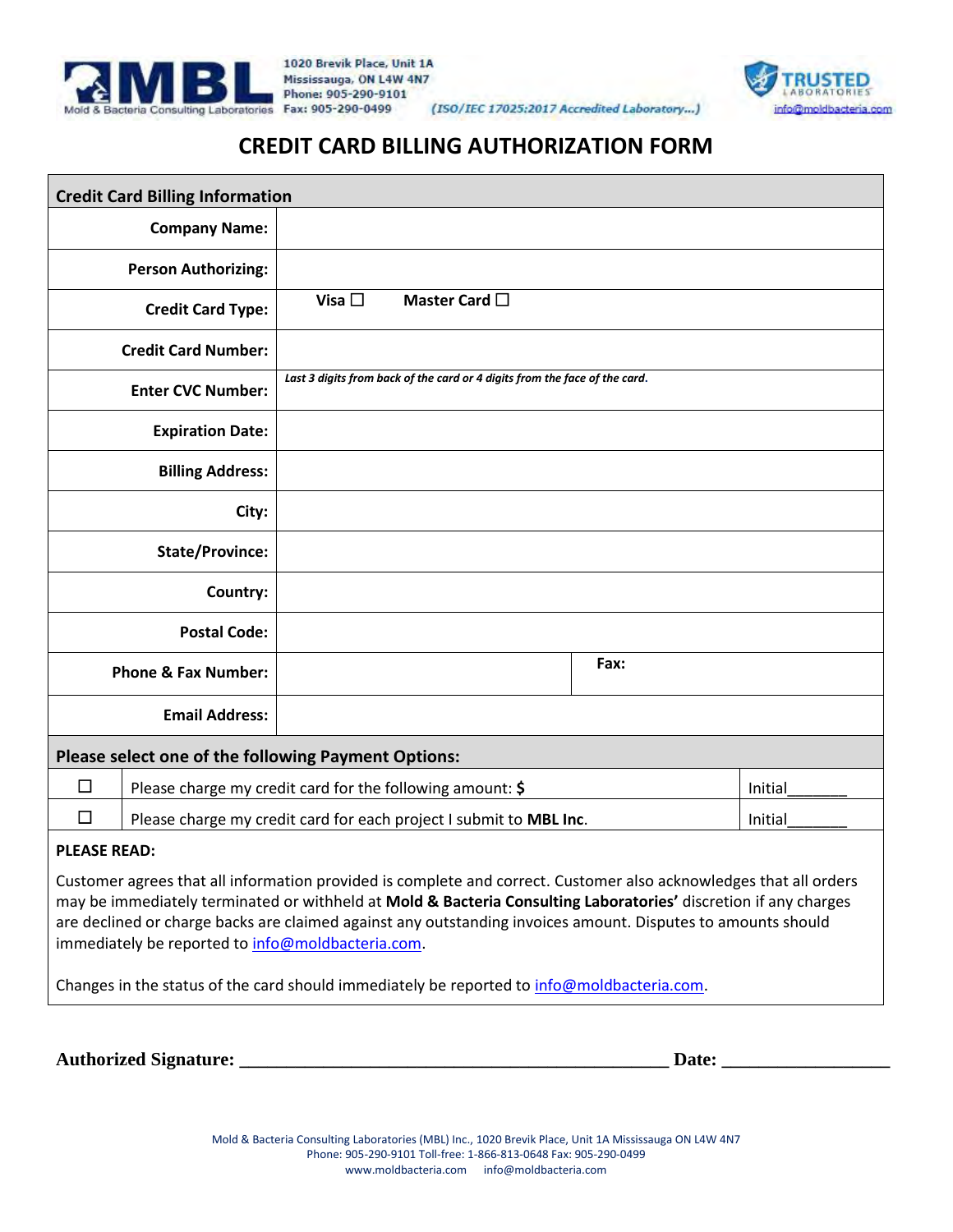**MBL** Mold & Bacteria Consulting Laboratories

1020 Brevik Place, Unit 1A
Mississauga, ON L4W 4N7
Phone: 905-290-9101
Fax: 905-290-0499

*(ISO/IEC 17025:2017 Accredited Laboratory...)*

TRUSTED LABORATORIES
info@moldbacteria.com

# CREDIT CARD BILLING AUTHORIZATION FORM

| **Credit Card Billing Information** | | |
|---|---|---|
| **Company Name:** | | |
| **Person Authorizing:** | | |
| **Credit Card Type:** | **Visa ☐** **Master Card ☐** | |
| **Credit Card Number:** | | |
| **Enter CVC Number:** | ***Last 3 digits from back of the card or 4 digits from the face of the card.*** | |
| **Expiration Date:** | | |
| **Billing Address:** | | |
| **City:** | | |
| **State/Province:** | | |
| **Country:** | | |
| **Postal Code:** | | |
| **Phone & Fax Number:** | | **Fax:** |
| **Email Address:** | | |

| **Please select one of the following Payment Options:** | | |
|---|---|---|
| ☐ | Please charge my credit card for the following amount: **$** | Initial_______ |
| ☐ | Please charge my credit card for each project I submit to **MBL Inc**. | Initial_______ |

**PLEASE READ:**

Customer agrees that all information provided is complete and correct. Customer also acknowledges that all orders may be immediately terminated or withheld at **Mold & Bacteria Consulting Laboratories'** discretion if any charges are declined or charge backs are claimed against any outstanding invoices amount. Disputes to amounts should immediately be reported to info@moldbacteria.com.

Changes in the status of the card should immediately be reported to info@moldbacteria.com.

**Authorized Signature:** _______________________________________________ **Date:** __________________

Mold & Bacteria Consulting Laboratories (MBL) Inc., 1020 Brevik Place, Unit 1A Mississauga ON L4W 4N7
Phone: 905-290-9101 Toll-free: 1-866-813-0648 Fax: 905-290-0499
www.moldbacteria.com info@moldbacteria.com